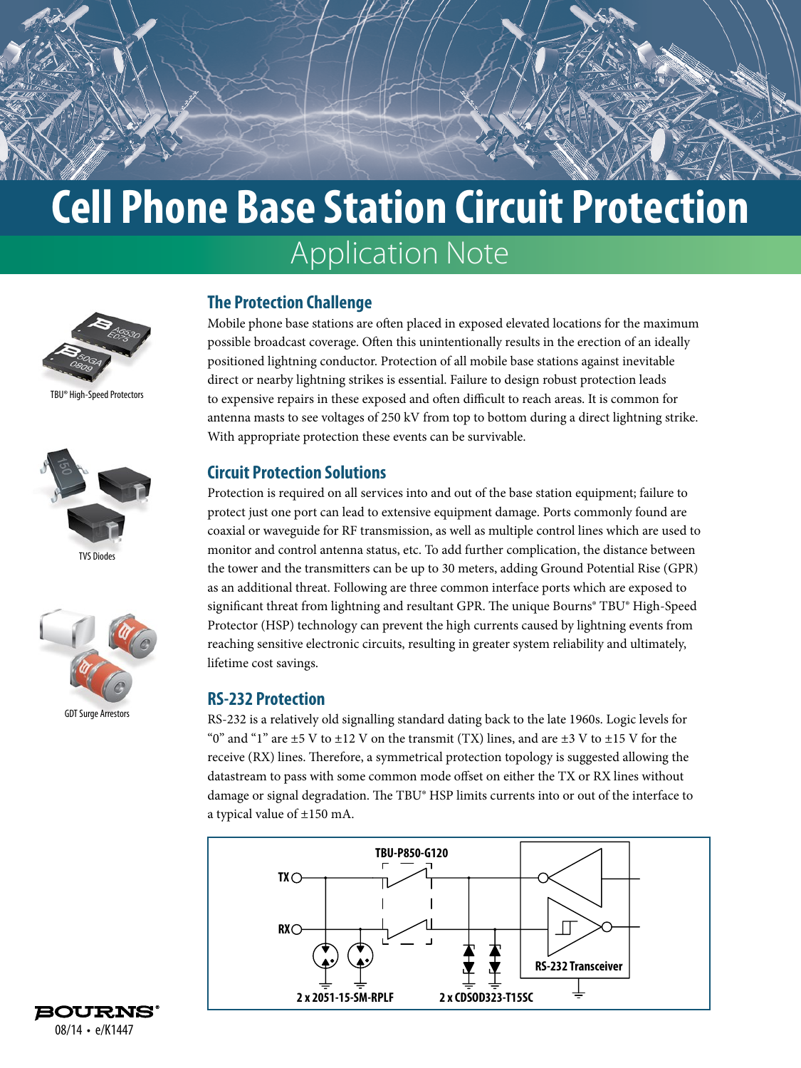# Cell Phone Base Station Circuit Protection

## Application Note

TBU® High-Speed Protectors

TVS Diodes

GDT Surge Arrestors

### The Protection Challenge

Mobile phone base stations are often placed in exposed elevated locations for the maximum possible broadcast coverage. Often this unintentionally results in the erection of an ideally positioned lightning conductor. Protection of all mobile base stations against inevitable direct or nearby lightning strikes is essential. Failure to design robust protection leads to expensive repairs in these exposed and often difficult to reach areas. It is common for antenna masts to see voltages of 250 kV from top to bottom during a direct lightning strike. With appropriate protection these events can be survivable.

### Circuit Protection Solutions

Protection is required on all services into and out of the base station equipment; failure to protect just one port can lead to extensive equipment damage. Ports commonly found are coaxial or waveguide for RF transmission, as well as multiple control lines which are used to monitor and control antenna status, etc. To add further complication, the distance between the tower and the transmitters can be up to 30 meters, adding Ground Potential Rise (GPR) as an additional threat. Following are three common interface ports which are exposed to significant threat from lightning and resultant GPR. The unique Bourns® TBU® High-Speed Protector (HSP) technology can prevent the high currents caused by lightning events from reaching sensitive electronic circuits, resulting in greater system reliability and ultimately, lifetime cost savings.

### RS-232 Protection

RS-232 is a relatively old signalling standard dating back to the late 1960s. Logic levels for "0" and "1" are ±5 V to ±12 V on the transmit (TX) lines, and are ±3 V to ±15 V for the receive (RX) lines. Therefore, a symmetrical protection topology is suggested allowing the datastream to pass with some common mode offset on either the TX or RX lines without damage or signal degradation. The TBU® HSP limits currents into or out of the interface to a typical value of ±150 mA.

TBU-P850-G120

TX

RX

2 x 2051-15-SM-RPLF

2 x CDSOD323-T15SC

RS-232 Transceiver

BOURNS®

08/14 • e/K1447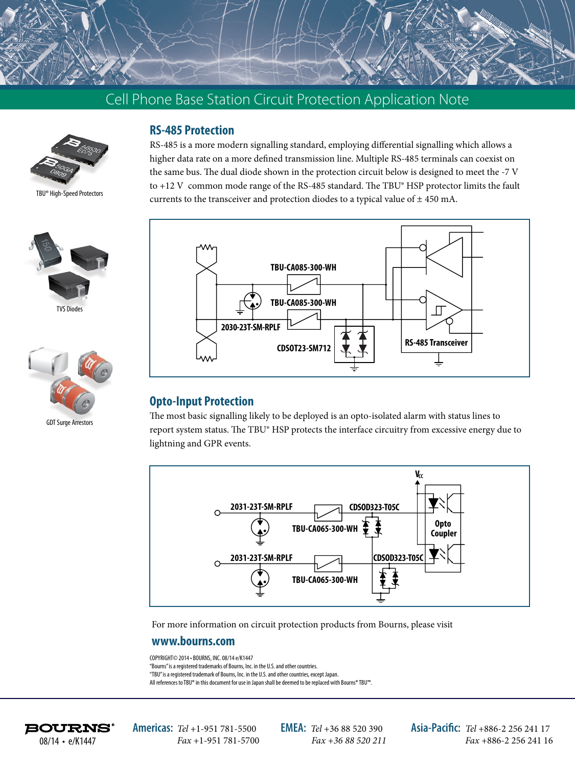# Cell Phone Base Station Circuit Protection Application Note

TBU® High-Speed Protectors

TVS Diodes

GDT Surge Arrestors

## RS-485 Protection

RS-485 is a more modern signalling standard, employing differential signalling which allows a higher data rate on a more defined transmission line. Multiple RS-485 terminals can coexist on the same bus. The dual diode shown in the protection circuit below is designed to meet the -7 V to +12 V common mode range of the RS-485 standard. The TBU® HSP protector limits the fault currents to the transceiver and protection diodes to a typical value of ± 450 mA.

TBU-CA085-300-WH

TBU-CA085-300-WH

2030-23T-SM-RPLF

CDSOT23-SM712

RS-485 Transceiver

## Opto-Input Protection

The most basic signalling likely to be deployed is an opto-isolated alarm with status lines to report system status. The TBU® HSP protects the interface circuitry from excessive energy due to lightning and GPR events.

$V_{CC}$

2031-23T-SM-RPLF

CDSOD323-T05C

TBU-CA065-300-WH

Opto Coupler

2031-23T-SM-RPLF

CDSOD323-T05C

TBU-CA065-300-WH

For more information on circuit protection products from Bourns, please visit

**www.bourns.com**

COPYRIGHT© 2014 • BOURNS, INC. 08/14 e/K1447
"Bourns" is a registered trademarks of Bourns, Inc. in the U.S. and other countries.
"TBU" is a registered trademark of Bourns, Inc. in the U.S. and other countries, except Japan.
All references to TBU® in this document for use in Japan shall be deemed to be replaced with Bourns® TBU™.

BOURNS® 08/14 • e/K1447

**Americas:** *Tel* +1-951 781-5500 *Fax* +1-951 781-5700

**EMEA:** *Tel* +36 88 520 390 *Fax* +36 88 520 211

**Asia-Pacific:** *Tel* +886-2 256 241 17 *Fax* +886-2 256 241 16